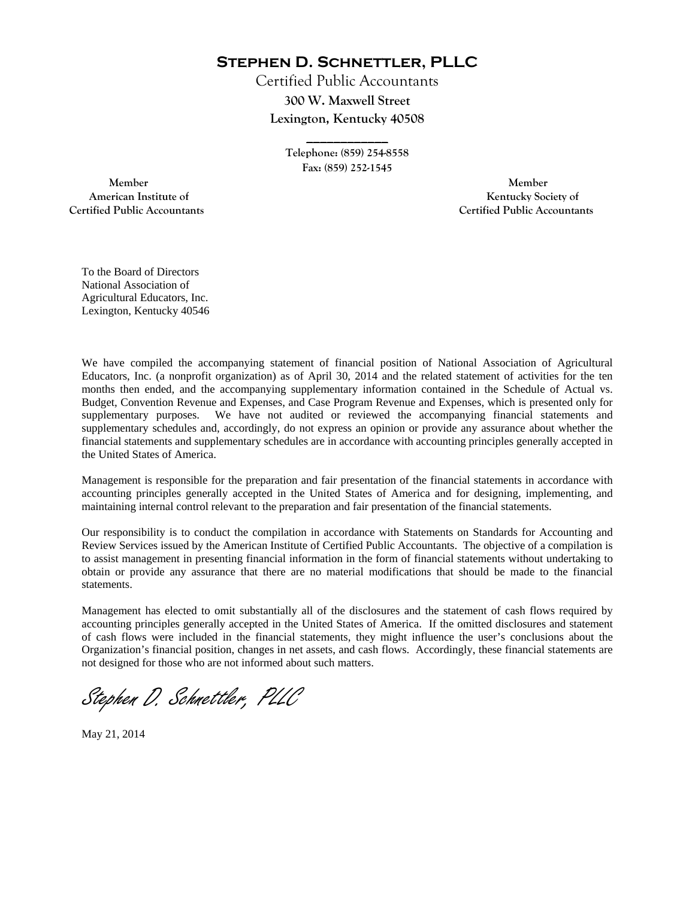# Stephen D. Schnettler, PLLC

Certified Public Accountants

**300 W. Maxwell Street**

**Lexington, Kentucky 40508**

\_\_\_\_\_\_\_\_\_\_\_\_\_

**Telephone: (859) 254-8558**

**Fax: (859) 252-1545**

**Member**
**American Institute of**
**Certified Public Accountants**

**Member**
**Kentucky Society of**
**Certified Public Accountants**

To the Board of Directors
National Association of
Agricultural Educators, Inc.
Lexington, Kentucky 40546

We have compiled the accompanying statement of financial position of National Association of Agricultural Educators, Inc. (a nonprofit organization) as of April 30, 2014 and the related statement of activities for the ten months then ended, and the accompanying supplementary information contained in the Schedule of Actual vs. Budget, Convention Revenue and Expenses, and Case Program Revenue and Expenses, which is presented only for supplementary purposes. We have not audited or reviewed the accompanying financial statements and supplementary schedules and, accordingly, do not express an opinion or provide any assurance about whether the financial statements and supplementary schedules are in accordance with accounting principles generally accepted in the United States of America.

Management is responsible for the preparation and fair presentation of the financial statements in accordance with accounting principles generally accepted in the United States of America and for designing, implementing, and maintaining internal control relevant to the preparation and fair presentation of the financial statements.

Our responsibility is to conduct the compilation in accordance with Statements on Standards for Accounting and Review Services issued by the American Institute of Certified Public Accountants. The objective of a compilation is to assist management in presenting financial information in the form of financial statements without undertaking to obtain or provide any assurance that there are no material modifications that should be made to the financial statements.

Management has elected to omit substantially all of the disclosures and the statement of cash flows required by accounting principles generally accepted in the United States of America. If the omitted disclosures and statement of cash flows were included in the financial statements, they might influence the user's conclusions about the Organization's financial position, changes in net assets, and cash flows. Accordingly, these financial statements are not designed for those who are not informed about such matters.

*Stephen D. Schnettler, PLLC*

May 21, 2014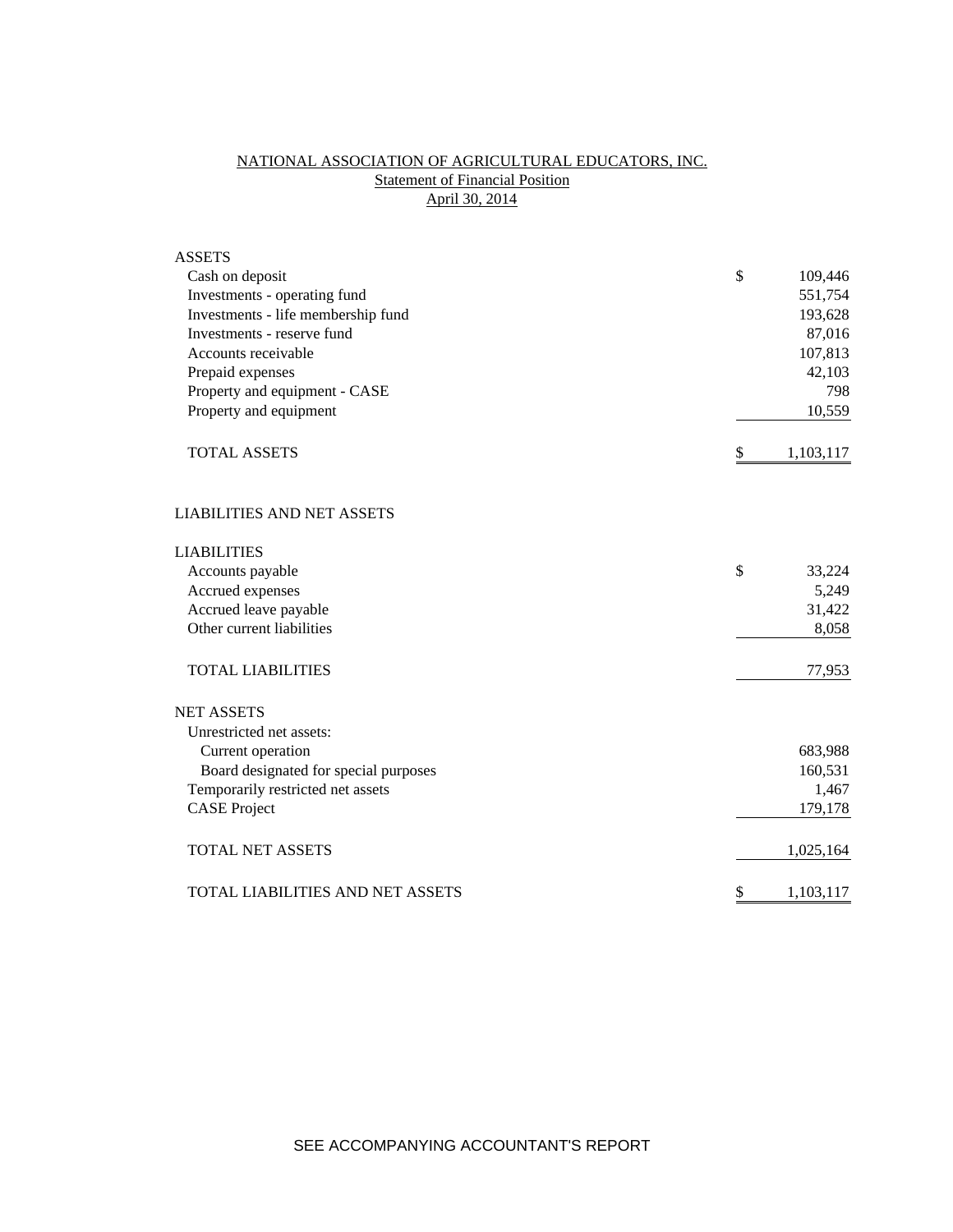# NATIONAL ASSOCIATION OF AGRICULTURAL EDUCATORS, INC.

## Statement of Financial Position

## April 30, 2014

| | |
|---|---|
| **ASSETS** | |
| Cash on deposit | $ 109,446 |
| Investments - operating fund | 551,754 |
| Investments - life membership fund | 193,628 |
| Investments - reserve fund | 87,016 |
| Accounts receivable | 107,813 |
| Prepaid expenses | 42,103 |
| Property and equipment - CASE | 798 |
| Property and equipment | 10,559 |
| TOTAL ASSETS | $ 1,103,117 |
| | |
| **LIABILITIES AND NET ASSETS** | |
| | |
| **LIABILITIES** | |
| Accounts payable | $ 33,224 |
| Accrued expenses | 5,249 |
| Accrued leave payable | 31,422 |
| Other current liabilities | 8,058 |
| TOTAL LIABILITIES | 77,953 |
| | |
| **NET ASSETS** | |
| Unrestricted net assets: | |
| Current operation | 683,988 |
| Board designated for special purposes | 160,531 |
| Temporarily restricted net assets | 1,467 |
| CASE Project | 179,178 |
| TOTAL NET ASSETS | 1,025,164 |
| | |
| TOTAL LIABILITIES AND NET ASSETS | $ 1,103,117 |

SEE ACCOMPANYING ACCOUNTANT'S REPORT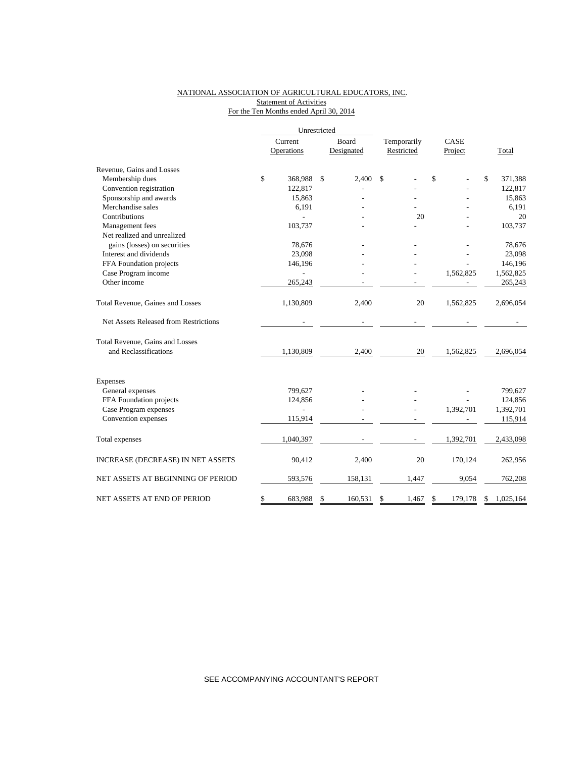NATIONAL ASSOCIATION OF AGRICULTURAL EDUCATORS, INC.

Statement of Activities

For the Ten Months ended April 30, 2014

| | Unrestricted | | | | |
|---|---|---|---|---|---|
| | Current Operations | Board Designated | Temporarily Restricted | CASE Project | Total |
| Revenue, Gains and Losses | | | | | |
| Membership dues | $ 368,988 | $ 2,400 | $ - | $ - | $ 371,388 |
| Convention registration | 122,817 | - | - | - | 122,817 |
| Sponsorship and awards | 15,863 | - | - | - | 15,863 |
| Merchandise sales | 6,191 | - | - | - | 6,191 |
| Contributions | - | - | 20 | - | 20 |
| Management fees | 103,737 | - | - | - | 103,737 |
| Net realized and unrealized gains (losses) on securities | 78,676 | - | - | - | 78,676 |
| Interest and dividends | 23,098 | - | - | - | 23,098 |
| FFA Foundation projects | 146,196 | - | - | - | 146,196 |
| Case Program income | - | - | - | 1,562,825 | 1,562,825 |
| Other income | 265,243 | - | - | - | 265,243 |
| Total Revenue, Gaines and Losses | 1,130,809 | 2,400 | 20 | 1,562,825 | 2,696,054 |
| Net Assets Released from Restrictions | - | - | - | - | - |
| Total Revenue, Gains and Losses and Reclassifications | 1,130,809 | 2,400 | 20 | 1,562,825 | 2,696,054 |
| Expenses | | | | | |
| General expenses | 799,627 | - | - | - | 799,627 |
| FFA Foundation projects | 124,856 | - | - | - | 124,856 |
| Case Program expenses | - | - | - | 1,392,701 | 1,392,701 |
| Convention expenses | 115,914 | - | - | - | 115,914 |
| Total expenses | 1,040,397 | - | - | 1,392,701 | 2,433,098 |
| INCREASE (DECREASE) IN NET ASSETS | 90,412 | 2,400 | 20 | 170,124 | 262,956 |
| NET ASSETS AT BEGINNING OF PERIOD | 593,576 | 158,131 | 1,447 | 9,054 | 762,208 |
| NET ASSETS AT END OF PERIOD | $ 683,988 | $ 160,531 | $ 1,467 | $ 179,178 | $ 1,025,164 |

SEE ACCOMPANYING ACCOUNTANT'S REPORT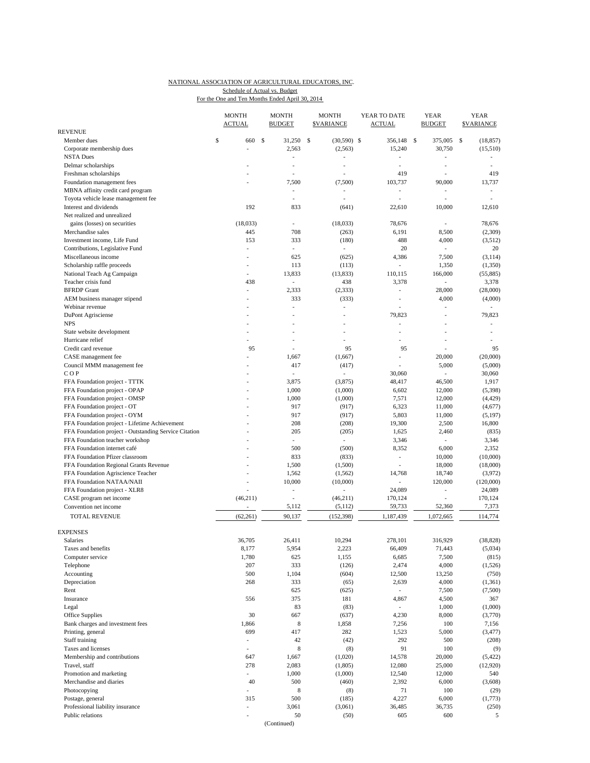NATIONAL ASSOCIATION OF AGRICULTURAL EDUCATORS, INC.

Schedule of Actual vs. Budget

For the One and Ten Months Ended April 30, 2014

| | MONTH ACTUAL | MONTH BUDGET | MONTH $VARIANCE | YEAR TO DATE ACTUAL | YEAR BUDGET | YEAR $VARIANCE |
|---|---|---|---|---|---|---|
| REVENUE | | | | | | |
| Member dues | $ 660 | $ 31,250 | $ (30,590) | $ 356,148 | $ 375,005 | $ (18,857) |
| Corporate membership dues | - | 2,563 | (2,563) | 15,240 | 30,750 | (15,510) |
| NSTA Dues | | - | - | - | - | - |
| Delmar scholarships | - | - | - | - | - | - |
| Freshman scholarships | - | - | - | 419 | - | 419 |
| Foundation management fees | - | 7,500 | (7,500) | 103,737 | 90,000 | 13,737 |
| MBNA affinity credit card program | | - | - | - | - | - |
| Toyota vehicle lease management fee | | - | - | - | - | - |
| Interest and dividends | 192 | 833 | (641) | 22,610 | 10,000 | 12,610 |
| Net realized and unrealized | | | | | | |
| gains (losses) on securities | (18,033) | - | (18,033) | 78,676 | - | 78,676 |
| Merchandise sales | 445 | 708 | (263) | 6,191 | 8,500 | (2,309) |
| Investment income, Life Fund | 153 | 333 | (180) | 488 | 4,000 | (3,512) |
| Contributions, Legislative Fund | - | - | - | 20 | - | 20 |
| Miscellaneous income | - | 625 | (625) | 4,386 | 7,500 | (3,114) |
| Scholarship raffle proceeds | - | 113 | (113) | - | 1,350 | (1,350) |
| National Teach Ag Campaign | - | 13,833 | (13,833) | 110,115 | 166,000 | (55,885) |
| Teacher crisis fund | 438 | - | 438 | 3,378 | - | 3,378 |
| BFRDP Grant | - | 2,333 | (2,333) | - | 28,000 | (28,000) |
| AEM business manager stipend | - | 333 | (333) | - | 4,000 | (4,000) |
| Webinar revenue | - | - | - | - | - | - |
| DuPont Agrisciense | - | - | - | 79,823 | - | 79,823 |
| NPS | - | - | - | - | - | - |
| State website development | - | - | - | - | - | - |
| Hurricane relief | - | - | - | - | - | - |
| Credit card revenue | 95 | - | 95 | 95 | - | 95 |
| CASE management fee | - | 1,667 | (1,667) | - | 20,000 | (20,000) |
| Council MMM management fee | - | 417 | (417) | - | 5,000 | (5,000) |
| C O P | - | - | - | 30,060 | - | 30,060 |
| FFA Foundation project - TTTK | - | 3,875 | (3,875) | 48,417 | 46,500 | 1,917 |
| FFA Foundation project - OPAP | - | 1,000 | (1,000) | 6,602 | 12,000 | (5,398) |
| FFA Foundation project - OMSP | - | 1,000 | (1,000) | 7,571 | 12,000 | (4,429) |
| FFA Foundation project - OT | - | 917 | (917) | 6,323 | 11,000 | (4,677) |
| FFA Foundation project - OYM | - | 917 | (917) | 5,803 | 11,000 | (5,197) |
| FFA Foundation project - Lifetime Achievement | - | 208 | (208) | 19,300 | 2,500 | 16,800 |
| FFA Foundation project - Outstanding Service Citation | - | 205 | (205) | 1,625 | 2,460 | (835) |
| FFA Foundation teacher workshop | - | - | - | 3,346 | - | 3,346 |
| FFA Foundation internet café | - | 500 | (500) | 8,352 | 6,000 | 2,352 |
| FFA Foundation Pfizer classroom | - | 833 | (833) | - | 10,000 | (10,000) |
| FFA Foundation Regional Grants Revenue | - | 1,500 | (1,500) | - | 18,000 | (18,000) |
| FFA Foundation Agriscience Teacher | - | 1,562 | (1,562) | 14,768 | 18,740 | (3,972) |
| FFA Foundation NATAA/NAII | - | 10,000 | (10,000) | - | 120,000 | (120,000) |
| FFA Foundation project - XLR8 | - | - | - | 24,089 | - | 24,089 |
| CASE program net income | (46,211) | - | (46,211) | 170,124 | - | 170,124 |
| Convention net income | - | 5,112 | (5,112) | 59,733 | 52,360 | 7,373 |
| TOTAL REVENUE | (62,261) | 90,137 | (152,398) | 1,187,439 | 1,072,665 | 114,774 |
| EXPENSES | | | | | | |
| Salaries | 36,705 | 26,411 | 10,294 | 278,101 | 316,929 | (38,828) |
| Taxes and benefits | 8,177 | 5,954 | 2,223 | 66,409 | 71,443 | (5,034) |
| Computer service | 1,780 | 625 | 1,155 | 6,685 | 7,500 | (815) |
| Telephone | 207 | 333 | (126) | 2,474 | 4,000 | (1,526) |
| Accounting | 500 | 1,104 | (604) | 12,500 | 13,250 | (750) |
| Depreciation | 268 | 333 | (65) | 2,639 | 4,000 | (1,361) |
| Rent | | 625 | (625) | - | 7,500 | (7,500) |
| Insurance | 556 | 375 | 181 | 4,867 | 4,500 | 367 |
| Legal | | 83 | (83) | - | 1,000 | (1,000) |
| Office Supplies | 30 | 667 | (637) | 4,230 | 8,000 | (3,770) |
| Bank charges and investment fees | 1,866 | 8 | 1,858 | 7,256 | 100 | 7,156 |
| Printing, general | 699 | 417 | 282 | 1,523 | 5,000 | (3,477) |
| Staff training | - | 42 | (42) | 292 | 500 | (208) |
| Taxes and licenses | - | 8 | (8) | 91 | 100 | (9) |
| Membership and contributions | 647 | 1,667 | (1,020) | 14,578 | 20,000 | (5,422) |
| Travel, staff | 278 | 2,083 | (1,805) | 12,080 | 25,000 | (12,920) |
| Promotion and marketing | - | 1,000 | (1,000) | 12,540 | 12,000 | 540 |
| Merchandise and diaries | 40 | 500 | (460) | 2,392 | 6,000 | (3,608) |
| Photocopying | - | 8 | (8) | 71 | 100 | (29) |
| Postage, general | 315 | 500 | (185) | 4,227 | 6,000 | (1,773) |
| Professional liability insurance | - | 3,061 | (3,061) | 36,485 | 36,735 | (250) |
| Public relations | - | 50 | (50) | 605 | 600 | 5 |

(Continued)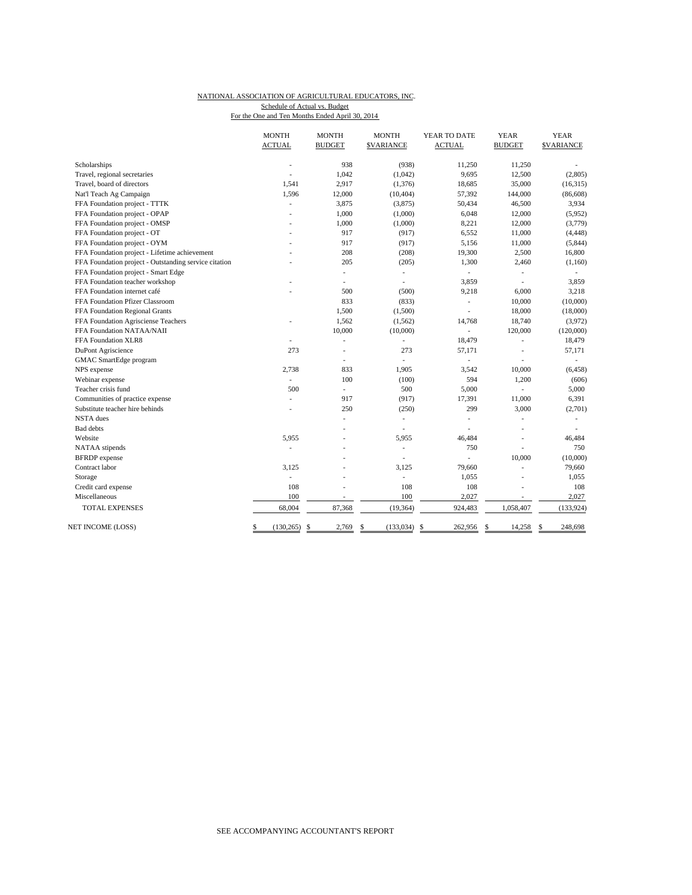NATIONAL ASSOCIATION OF AGRICULTURAL EDUCATORS, INC.

Schedule of Actual vs. Budget

For the One and Ten Months Ended April 30, 2014

| | MONTH ACTUAL | MONTH BUDGET | MONTH $VARIANCE | YEAR TO DATE ACTUAL | YEAR BUDGET | YEAR $VARIANCE |
|---|---|---|---|---|---|---|
| Scholarships | - | 938 | (938) | 11,250 | 11,250 | - |
| Travel, regional secretaries | - | 1,042 | (1,042) | 9,695 | 12,500 | (2,805) |
| Travel, board of directors | 1,541 | 2,917 | (1,376) | 18,685 | 35,000 | (16,315) |
| Nat'l Teach Ag Campaign | 1,596 | 12,000 | (10,404) | 57,392 | 144,000 | (86,608) |
| FFA Foundation project - TTTK | - | 3,875 | (3,875) | 50,434 | 46,500 | 3,934 |
| FFA Foundation project - OPAP | - | 1,000 | (1,000) | 6,048 | 12,000 | (5,952) |
| FFA Foundation project - OMSP | - | 1,000 | (1,000) | 8,221 | 12,000 | (3,779) |
| FFA Foundation project - OT | - | 917 | (917) | 6,552 | 11,000 | (4,448) |
| FFA Foundation project - OYM | - | 917 | (917) | 5,156 | 11,000 | (5,844) |
| FFA Foundation project - Lifetime achievement | - | 208 | (208) | 19,300 | 2,500 | 16,800 |
| FFA Foundation project - Outstanding service citation | - | 205 | (205) | 1,300 | 2,460 | (1,160) |
| FFA Foundation project - Smart Edge | | - | - | - | - | - |
| FFA Foundation teacher workshop | - | - | - | 3,859 | - | 3,859 |
| FFA Foundation internet café | - | 500 | (500) | 9,218 | 6,000 | 3,218 |
| FFA Foundation Pfizer Classroom | | 833 | (833) | - | 10,000 | (10,000) |
| FFA Foundation Regional Grants | | 1,500 | (1,500) | - | 18,000 | (18,000) |
| FFA Foundation Agrisciense Teachers | - | 1,562 | (1,562) | 14,768 | 18,740 | (3,972) |
| FFA Foundation NATAA/NAII | | 10,000 | (10,000) | - | 120,000 | (120,000) |
| FFA Foundation XLR8 | - | - | - | 18,479 | - | 18,479 |
| DuPont Agriscience | 273 | - | 273 | 57,171 | - | 57,171 |
| GMAC SmartEdge program | | - | - | - | - | - |
| NPS expense | 2,738 | 833 | 1,905 | 3,542 | 10,000 | (6,458) |
| Webinar expense | - | 100 | (100) | 594 | 1,200 | (606) |
| Teacher crisis fund | 500 | - | 500 | 5,000 | - | 5,000 |
| Communities of practice expense | - | 917 | (917) | 17,391 | 11,000 | 6,391 |
| Substitute teacher hire behinds | - | 250 | (250) | 299 | 3,000 | (2,701) |
| NSTA dues | | - | - | - | - | - |
| Bad debts | | - | - | - | - | - |
| Website | 5,955 | - | 5,955 | 46,484 | - | 46,484 |
| NATAA stipends | - | - | - | 750 | - | 750 |
| BFRDP expense | | - | - | - | 10,000 | (10,000) |
| Contract labor | 3,125 | - | 3,125 | 79,660 | - | 79,660 |
| Storage | - | - | - | 1,055 | - | 1,055 |
| Credit card expense | 108 | - | 108 | 108 | - | 108 |
| Miscellaneous | 100 | - | 100 | 2,027 | - | 2,027 |
| TOTAL EXPENSES | 68,004 | 87,368 | (19,364) | 924,483 | 1,058,407 | (133,924) |
| NET INCOME (LOSS) | $ (130,265) | $ 2,769 | $ (133,034) | $ 262,956 | $ 14,258 | $ 248,698 |

SEE ACCOMPANYING ACCOUNTANT'S REPORT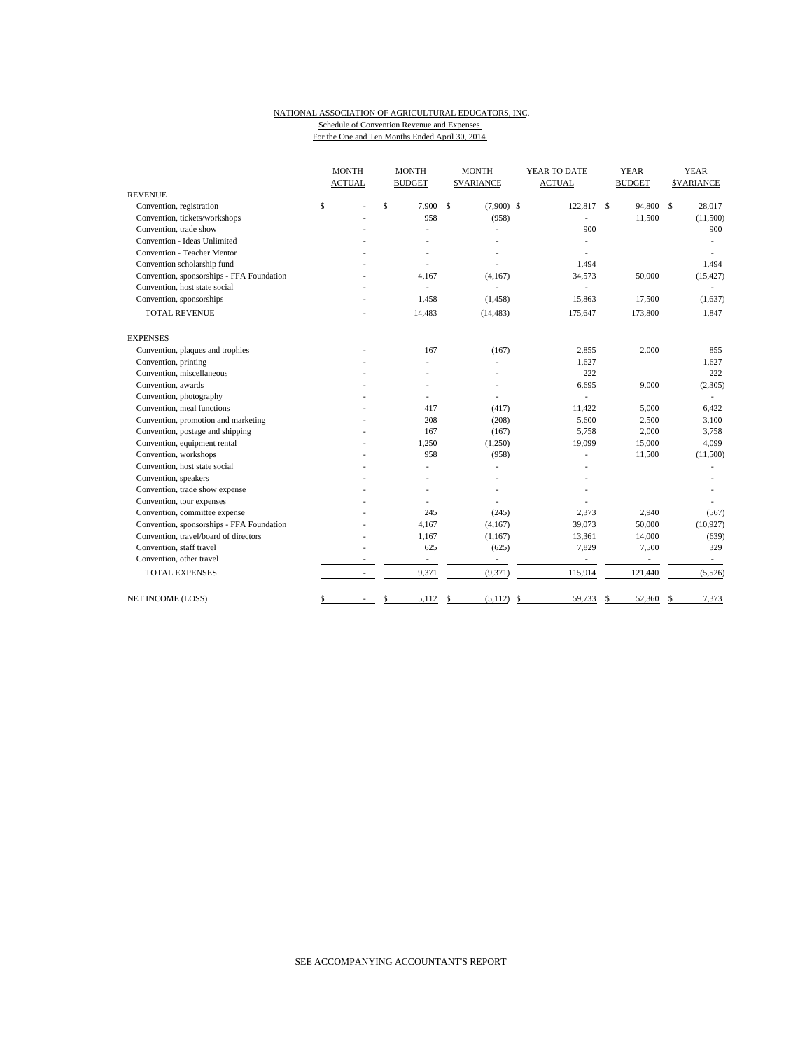NATIONAL ASSOCIATION OF AGRICULTURAL EDUCATORS, INC.

Schedule of Convention Revenue and Expenses

For the One and Ten Months Ended April 30, 2014

| | MONTH ACTUAL | MONTH BUDGET | MONTH $VARIANCE | YEAR TO DATE ACTUAL | YEAR BUDGET | YEAR $VARIANCE |
|---|---|---|---|---|---|---|
| REVENUE | | | | | | |
| Convention, registration | $ - | $ 7,900 | $ (7,900) | $ 122,817 | $ 94,800 | $ 28,017 |
| Convention, tickets/workshops | - | 958 | (958) | - | 11,500 | (11,500) |
| Convention, trade show | - | - | - | 900 | | 900 |
| Convention - Ideas Unlimited | - | - | - | - | | - |
| Convention - Teacher Mentor | - | - | - | - | | - |
| Convention scholarship fund | - | - | - | 1,494 | | 1,494 |
| Convention, sponsorships - FFA Foundation | - | 4,167 | (4,167) | 34,573 | 50,000 | (15,427) |
| Convention, host state social | - | - | - | - | | - |
| Convention, sponsorships | - | 1,458 | (1,458) | 15,863 | 17,500 | (1,637) |
| TOTAL REVENUE | - | 14,483 | (14,483) | 175,647 | 173,800 | 1,847 |
| EXPENSES | | | | | | |
| Convention, plaques and trophies | - | 167 | (167) | 2,855 | 2,000 | 855 |
| Convention, printing | - | - | - | 1,627 | | 1,627 |
| Convention, miscellaneous | - | - | - | 222 | | 222 |
| Convention, awards | - | - | - | 6,695 | 9,000 | (2,305) |
| Convention, photography | - | - | - | - | | - |
| Convention, meal functions | - | 417 | (417) | 11,422 | 5,000 | 6,422 |
| Convention, promotion and marketing | - | 208 | (208) | 5,600 | 2,500 | 3,100 |
| Convention, postage and shipping | - | 167 | (167) | 5,758 | 2,000 | 3,758 |
| Convention, equipment rental | - | 1,250 | (1,250) | 19,099 | 15,000 | 4,099 |
| Convention, workshops | - | 958 | (958) | - | 11,500 | (11,500) |
| Convention, host state social | - | - | - | - | | - |
| Convention, speakers | - | - | - | - | | - |
| Convention, trade show expense | - | - | - | - | | - |
| Convention, tour expenses | - | - | - | - | | - |
| Convention, committee expense | - | 245 | (245) | 2,373 | 2,940 | (567) |
| Convention, sponsorships - FFA Foundation | - | 4,167 | (4,167) | 39,073 | 50,000 | (10,927) |
| Convention, travel/board of directors | - | 1,167 | (1,167) | 13,361 | 14,000 | (639) |
| Convention, staff travel | - | 625 | (625) | 7,829 | 7,500 | 329 |
| Convention, other travel | - | - | - | - | - | - |
| TOTAL EXPENSES | - | 9,371 | (9,371) | 115,914 | 121,440 | (5,526) |
| NET INCOME (LOSS) | $ - | $ 5,112 | $ (5,112) | $ 59,733 | $ 52,360 | $ 7,373 |

SEE ACCOMPANYING ACCOUNTANT'S REPORT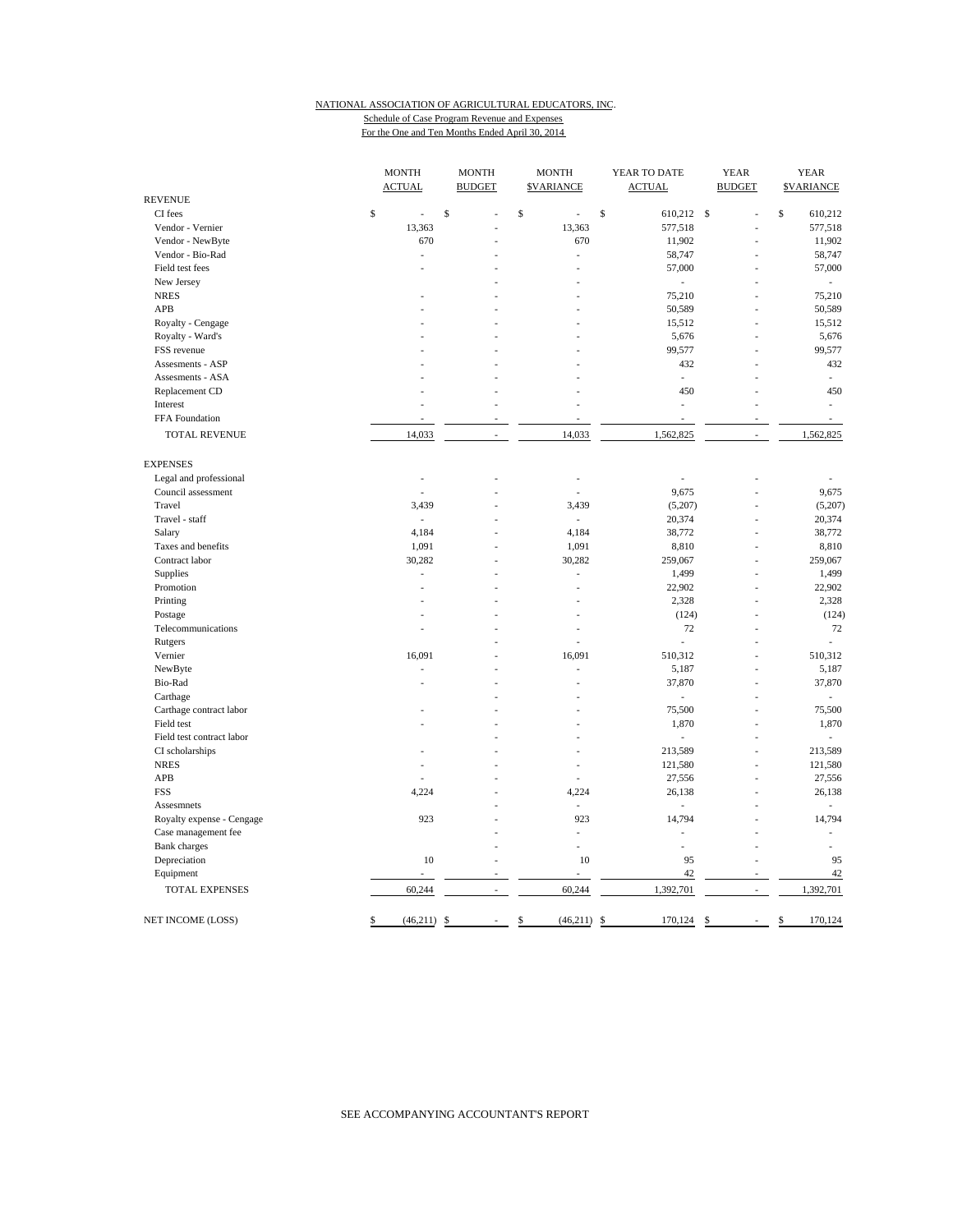NATIONAL ASSOCIATION OF AGRICULTURAL EDUCATORS, INC.
Schedule of Case Program Revenue and Expenses
For the One and Ten Months Ended April 30, 2014

| | MONTH ACTUAL | MONTH BUDGET | MONTH $VARIANCE | YEAR TO DATE ACTUAL | YEAR BUDGET | YEAR $VARIANCE |
|---|---|---|---|---|---|---|
| REVENUE | | | | | | |
| CI fees | $ - | $ - | $ - | $ 610,212 | $ - | $ 610,212 |
| Vendor - Vernier | 13,363 | - | 13,363 | 577,518 | - | 577,518 |
| Vendor - NewByte | 670 | - | 670 | 11,902 | - | 11,902 |
| Vendor - Bio-Rad | - | - | - | 58,747 | - | 58,747 |
| Field test fees | - | - | - | 57,000 | - | 57,000 |
| New Jersey | | - | - | - | - | - |
| NRES | - | - | - | 75,210 | - | 75,210 |
| APB | - | - | - | 50,589 | - | 50,589 |
| Royalty - Cengage | - | - | - | 15,512 | - | 15,512 |
| Royalty - Ward's | - | - | - | 5,676 | - | 5,676 |
| FSS revenue | - | - | - | 99,577 | - | 99,577 |
| Assesments - ASP | - | - | - | 432 | - | 432 |
| Assesments - ASA | - | - | - | - | - | - |
| Replacement CD | - | - | - | 450 | - | 450 |
| Interest | - | - | - | - | - | - |
| FFA Foundation | - | - | - | - | - | - |
| TOTAL REVENUE | 14,033 | - | 14,033 | 1,562,825 | - | 1,562,825 |
| EXPENSES | | | | | | |
| Legal and professional | - | - | - | - | - | - |
| Council assessment | - | - | - | 9,675 | - | 9,675 |
| Travel | 3,439 | - | 3,439 | (5,207) | - | (5,207) |
| Travel - staff | - | - | - | 20,374 | - | 20,374 |
| Salary | 4,184 | - | 4,184 | 38,772 | - | 38,772 |
| Taxes and benefits | 1,091 | - | 1,091 | 8,810 | - | 8,810 |
| Contract labor | 30,282 | - | 30,282 | 259,067 | - | 259,067 |
| Supplies | - | - | - | 1,499 | - | 1,499 |
| Promotion | - | - | - | 22,902 | - | 22,902 |
| Printing | - | - | - | 2,328 | - | 2,328 |
| Postage | - | - | - | (124) | - | (124) |
| Telecommunications | - | - | - | 72 | - | 72 |
| Rutgers | | - | - | - | - | - |
| Vernier | 16,091 | - | 16,091 | 510,312 | - | 510,312 |
| NewByte | - | - | - | 5,187 | - | 5,187 |
| Bio-Rad | - | - | - | 37,870 | - | 37,870 |
| Carthage | | - | - | - | - | - |
| Carthage contract labor | - | - | - | 75,500 | - | 75,500 |
| Field test | - | - | - | 1,870 | - | 1,870 |
| Field test contract labor | | - | - | - | - | - |
| CI scholarships | - | - | - | 213,589 | - | 213,589 |
| NRES | - | - | - | 121,580 | - | 121,580 |
| APB | - | - | - | 27,556 | - | 27,556 |
| FSS | 4,224 | - | 4,224 | 26,138 | - | 26,138 |
| Assesmnets | | - | - | - | - | - |
| Royalty expense - Cengage | 923 | - | 923 | 14,794 | - | 14,794 |
| Case management fee | | - | - | - | - | - |
| Bank charges | | - | - | - | - | - |
| Depreciation | 10 | - | 10 | 95 | - | 95 |
| Equipment | - | - | - | 42 | - | 42 |
| TOTAL EXPENSES | 60,244 | - | 60,244 | 1,392,701 | - | 1,392,701 |
| NET INCOME (LOSS) | $ (46,211) | $ - | $ (46,211) | $ 170,124 | $ - | $ 170,124 |

SEE ACCOMPANYING ACCOUNTANT'S REPORT